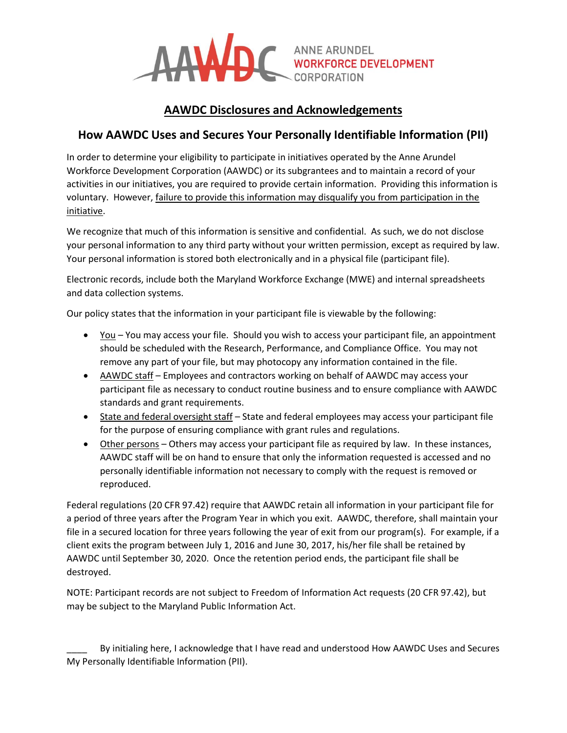ANNE ARUNDEL WORKFORCE DEVELOPMENT CORPORATION

# AAWDC Disclosures and Acknowledgements

## How AAWDC Uses and Secures Your Personally Identifiable Information (PII)

In order to determine your eligibility to participate in initiatives operated by the Anne Arundel Workforce Development Corporation (AAWDC) or its subgrantees and to maintain a record of your activities in our initiatives, you are required to provide certain information. Providing this information is voluntary. However, failure to provide this information may disqualify you from participation in the initiative.

We recognize that much of this information is sensitive and confidential. As such, we do not disclose your personal information to any third party without your written permission, except as required by law. Your personal information is stored both electronically and in a physical file (participant file).

Electronic records, include both the Maryland Workforce Exchange (MWE) and internal spreadsheets and data collection systems.

Our policy states that the information in your participant file is viewable by the following:

- You – You may access your file. Should you wish to access your participant file, an appointment should be scheduled with the Research, Performance, and Compliance Office. You may not remove any part of your file, but may photocopy any information contained in the file.
- AAWDC staff – Employees and contractors working on behalf of AAWDC may access your participant file as necessary to conduct routine business and to ensure compliance with AAWDC standards and grant requirements.
- State and federal oversight staff – State and federal employees may access your participant file for the purpose of ensuring compliance with grant rules and regulations.
- Other persons – Others may access your participant file as required by law. In these instances, AAWDC staff will be on hand to ensure that only the information requested is accessed and no personally identifiable information not necessary to comply with the request is removed or reproduced.

Federal regulations (20 CFR 97.42) require that AAWDC retain all information in your participant file for a period of three years after the Program Year in which you exit. AAWDC, therefore, shall maintain your file in a secured location for three years following the year of exit from our program(s). For example, if a client exits the program between July 1, 2016 and June 30, 2017, his/her file shall be retained by AAWDC until September 30, 2020. Once the retention period ends, the participant file shall be destroyed.

NOTE: Participant records are not subject to Freedom of Information Act requests (20 CFR 97.42), but may be subject to the Maryland Public Information Act.

____ By initialing here, I acknowledge that I have read and understood How AAWDC Uses and Secures My Personally Identifiable Information (PII).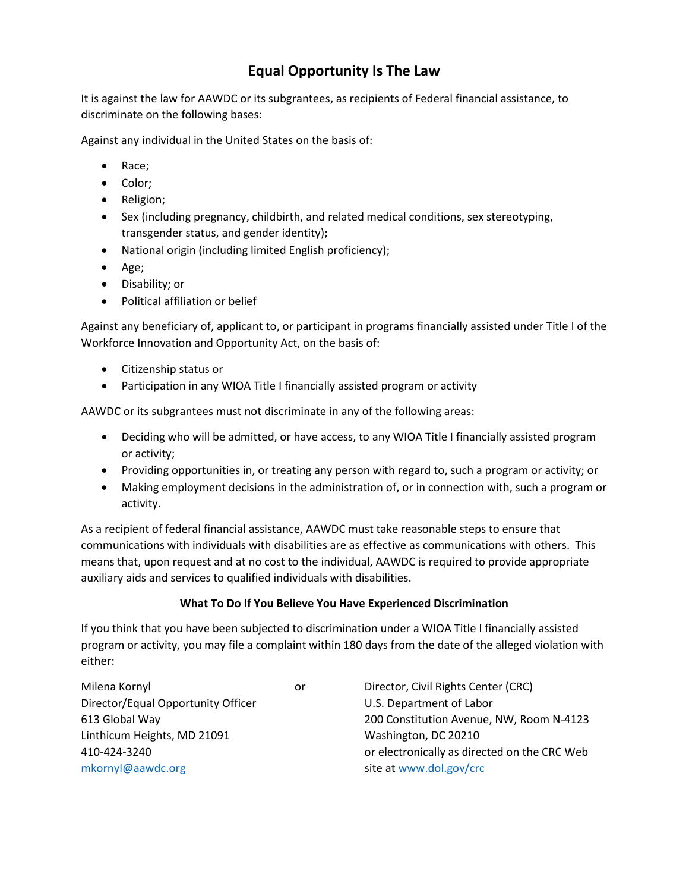# Equal Opportunity Is The Law

It is against the law for AAWDC or its subgrantees, as recipients of Federal financial assistance, to discriminate on the following bases:

Against any individual in the United States on the basis of:

- Race;
- Color;
- Religion;
- Sex (including pregnancy, childbirth, and related medical conditions, sex stereotyping, transgender status, and gender identity);
- National origin (including limited English proficiency);
- Age;
- Disability; or
- Political affiliation or belief

Against any beneficiary of, applicant to, or participant in programs financially assisted under Title I of the Workforce Innovation and Opportunity Act, on the basis of:

- Citizenship status or
- Participation in any WIOA Title I financially assisted program or activity

AAWDC or its subgrantees must not discriminate in any of the following areas:

- Deciding who will be admitted, or have access, to any WIOA Title I financially assisted program or activity;
- Providing opportunities in, or treating any person with regard to, such a program or activity; or
- Making employment decisions in the administration of, or in connection with, such a program or activity.

As a recipient of federal financial assistance, AAWDC must take reasonable steps to ensure that communications with individuals with disabilities are as effective as communications with others. This means that, upon request and at no cost to the individual, AAWDC is required to provide appropriate auxiliary aids and services to qualified individuals with disabilities.

**What To Do If You Believe You Have Experienced Discrimination**

If you think that you have been subjected to discrimination under a WIOA Title I financially assisted program or activity, you may file a complaint within 180 days from the date of the alleged violation with either:

Milena Kornyl
Director/Equal Opportunity Officer
613 Global Way
Linthicum Heights, MD 21091
410-424-3240
mkornyl@aawdc.org

or

Director, Civil Rights Center (CRC)
U.S. Department of Labor
200 Constitution Avenue, NW, Room N-4123
Washington, DC 20210
or electronically as directed on the CRC Web site at www.dol.gov/crc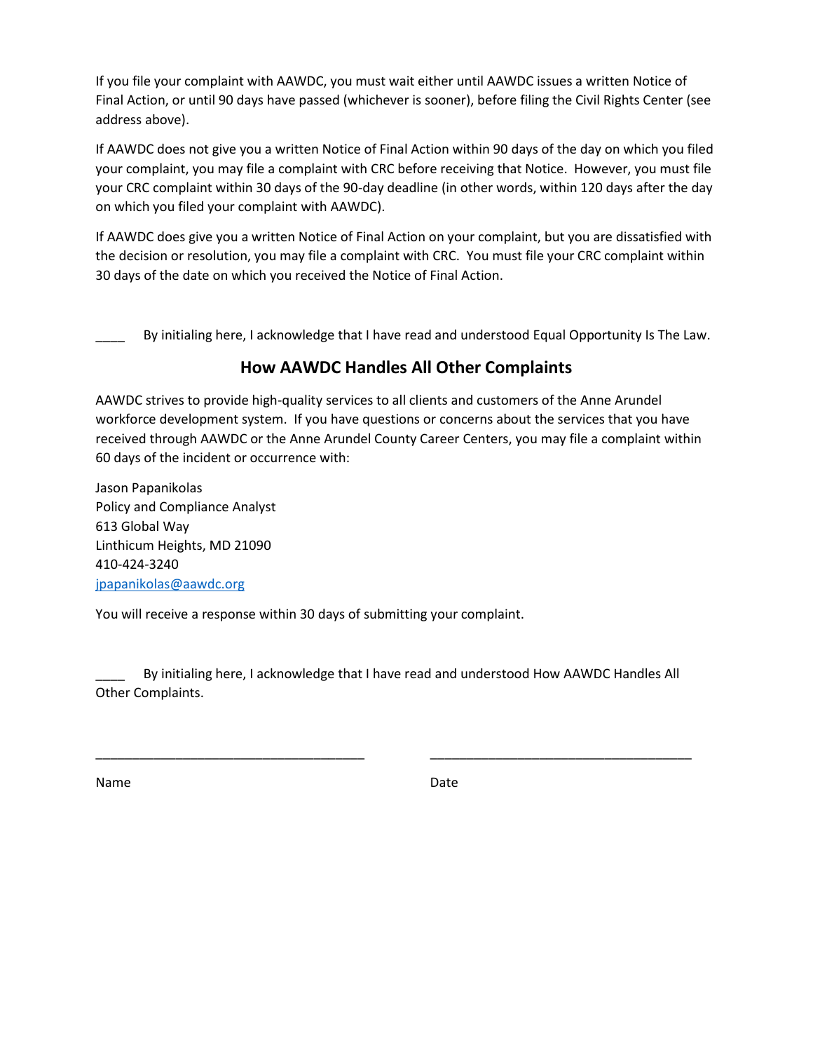If you file your complaint with AAWDC, you must wait either until AAWDC issues a written Notice of Final Action, or until 90 days have passed (whichever is sooner), before filing the Civil Rights Center (see address above).

If AAWDC does not give you a written Notice of Final Action within 90 days of the day on which you filed your complaint, you may file a complaint with CRC before receiving that Notice. However, you must file your CRC complaint within 30 days of the 90-day deadline (in other words, within 120 days after the day on which you filed your complaint with AAWDC).

If AAWDC does give you a written Notice of Final Action on your complaint, but you are dissatisfied with the decision or resolution, you may file a complaint with CRC. You must file your CRC complaint within 30 days of the date on which you received the Notice of Final Action.

____ By initialing here, I acknowledge that I have read and understood Equal Opportunity Is The Law.

## How AAWDC Handles All Other Complaints

AAWDC strives to provide high-quality services to all clients and customers of the Anne Arundel workforce development system. If you have questions or concerns about the services that you have received through AAWDC or the Anne Arundel County Career Centers, you may file a complaint within 60 days of the incident or occurrence with:

Jason Papanikolas
Policy and Compliance Analyst
613 Global Way
Linthicum Heights, MD 21090
410-424-3240
jpapanikolas@aawdc.org

You will receive a response within 30 days of submitting your complaint.

____ By initialing here, I acknowledge that I have read and understood How AAWDC Handles All Other Complaints.

______________________________________ ______________________________________

Name Date